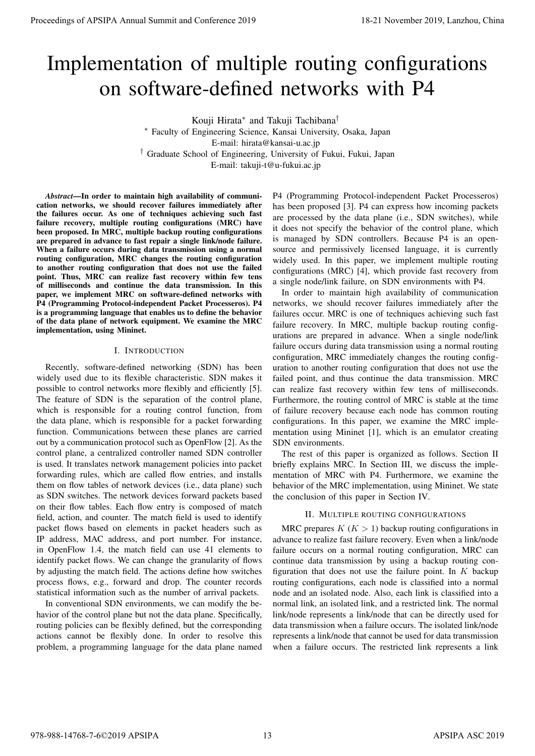# Implementation of multiple routing configurations on software-defined networks with P4

Kouji Hirata[*] and Takuji Tachibana[†]

[*] Faculty of Engineering Science, Kansai University, Osaka, Japan
E-mail: hirata@kansai-u.ac.jp

[†] Graduate School of Engineering, University of Fukui, Fukui, Japan
E-mail: takuji-t@u-fukui.ac.jp

***Abstract*—In order to maintain high availability of communication networks, we should recover failures immediately after the failures occur. As one of techniques achieving such fast failure recovery, multiple routing configurations (MRC) have been proposed. In MRC, multiple backup routing configurations are prepared in advance to fast repair a single link/node failure. When a failure occurs during data transmission using a normal routing configuration, MRC changes the routing configuration to another routing configuration that does not use the failed point. Thus, MRC can realize fast recovery within few tens of milliseconds and continue the data transmission. In this paper, we implement MRC on software-defined networks with P4 (Programming Protocol-independent Packet Processeros). P4 is a programming language that enables us to define the behavior of the data plane of network equipment. We examine the MRC implementation, using Mininet.**

## I. Introduction

Recently, software-defined networking (SDN) has been widely used due to its flexible characteristic. SDN makes it possible to control networks more flexibly and efficiently [5]. The feature of SDN is the separation of the control plane, which is responsible for a routing control function, from the data plane, which is responsible for a packet forwarding function. Communications between these planes are carried out by a communication protocol such as OpenFlow [2]. As the control plane, a centralized controller named SDN controller is used. It translates network management policies into packet forwarding rules, which are called flow entries, and installs them on flow tables of network devices (i.e., data plane) such as SDN switches. The network devices forward packets based on their flow tables. Each flow entry is composed of match field, action, and counter. The match field is used to identify packet flows based on elements in packet headers such as IP address, MAC address, and port number. For instance, in OpenFlow 1.4, the match field can use 41 elements to identify packet flows. We can change the granularity of flows by adjusting the match field. The actions define how switches process flows, e.g., forward and drop. The counter records statistical information such as the number of arrival packets.

In conventional SDN environments, we can modify the behavior of the control plane but not the data plane. Specifically, routing policies can be flexibly defined, but the corresponding actions cannot be flexibly done. In order to resolve this problem, a programming language for the data plane named P4 (Programming Protocol-independent Packet Processeros) has been proposed [3]. P4 can express how incoming packets are processed by the data plane (i.e., SDN switches), while it does not specify the behavior of the control plane, which is managed by SDN controllers. Because P4 is an open-source and permissively licensed language, it is currently widely used. In this paper, we implement multiple routing configurations (MRC) [4], which provide fast recovery from a single node/link failure, on SDN environments with P4.

In order to maintain high availability of communication networks, we should recover failures immediately after the failures occur. MRC is one of techniques achieving such fast failure recovery. In MRC, multiple backup routing configurations are prepared in advance. When a single node/link failure occurs during data transmission using a normal routing configuration, MRC immediately changes the routing configuration to another routing configuration that does not use the failed point, and thus continue the data transmission. MRC can realize fast recovery within few tens of milliseconds. Furthermore, the routing control of MRC is stable at the time of failure recovery because each node has common routing configurations. In this paper, we examine the MRC implementation using Mininet [1], which is an emulator creating SDN environments.

The rest of this paper is organized as follows. Section II briefly explains MRC. In Section III, we discuss the implementation of MRC with P4. Furthermore, we examine the behavior of the MRC implementation, using Mininet. We state the conclusion of this paper in Section IV.

## II. Multiple routing configurations

MRC prepares $K$ ($K > 1$) backup routing configurations in advance to realize fast failure recovery. Even when a link/node failure occurs on a normal routing configuration, MRC can continue data transmission by using a backup routing configuration that does not use the failure point. In $K$ backup routing configurations, each node is classified into a normal node and an isolated node. Also, each link is classified into a normal link, an isolated link, and a restricted link. The normal link/node represents a link/node that can be directly used for data transmission when a failure occurs. The isolated link/node represents a link/node that cannot be used for data transmission when a failure occurs. The restricted link represents a link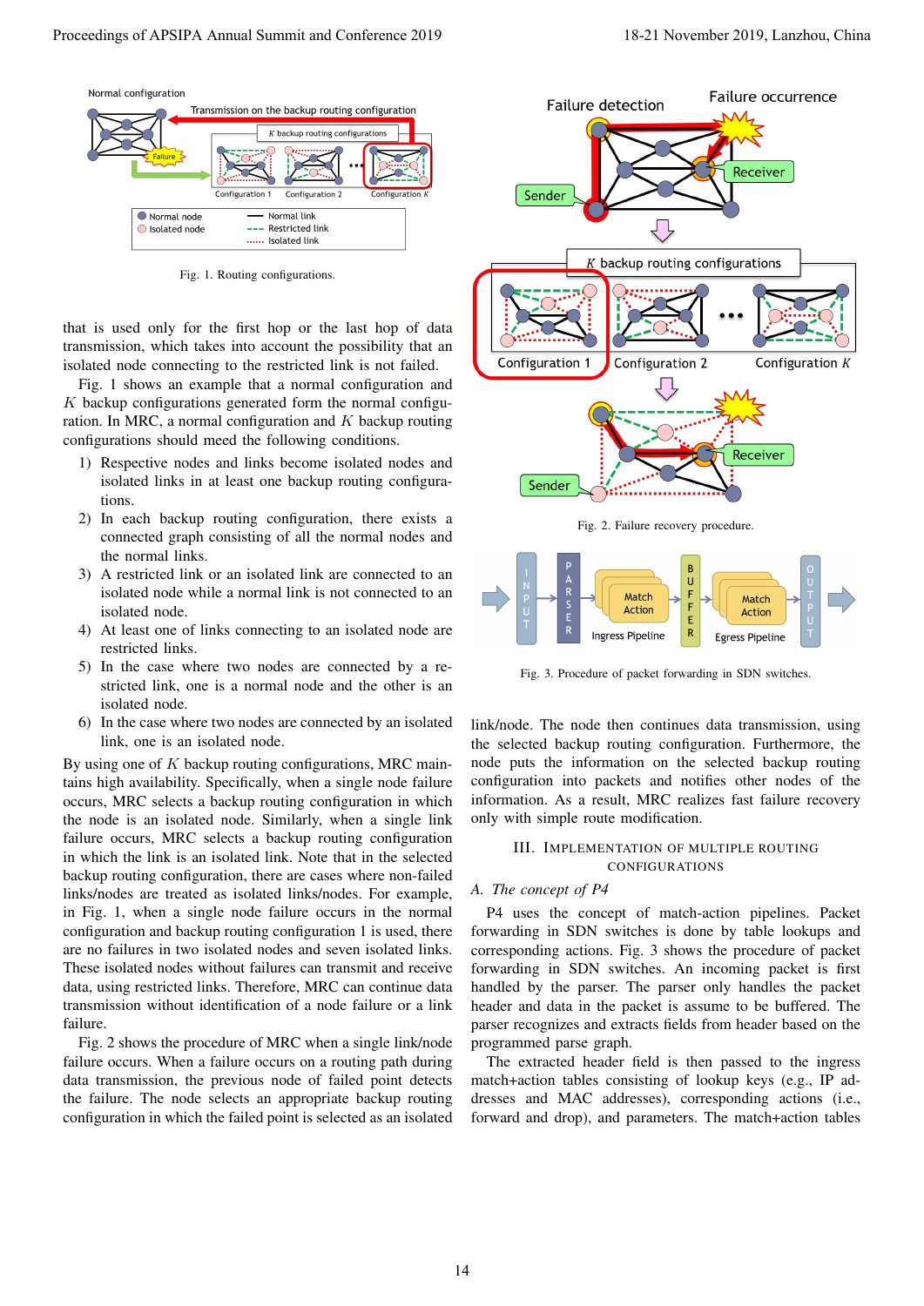Fig. 1. Routing configurations.

that is used only for the first hop or the last hop of data transmission, which takes into account the possibility that an isolated node connecting to the restricted link is not failed.

Fig. 1 shows an example that a normal configuration and $K$ backup configurations generated form the normal configuration. In MRC, a normal configuration and $K$ backup routing configurations should meed the following conditions.

1) Respective nodes and links become isolated nodes and isolated links in at least one backup routing configurations.
2) In each backup routing configuration, there exists a connected graph consisting of all the normal nodes and the normal links.
3) A restricted link or an isolated link are connected to an isolated node while a normal link is not connected to an isolated node.
4) At least one of links connecting to an isolated node are restricted links.
5) In the case where two nodes are connected by a restricted link, one is a normal node and the other is an isolated node.
6) In the case where two nodes are connected by an isolated link, one is an isolated node.

By using one of $K$ backup routing configurations, MRC maintains high availability. Specifically, when a single node failure occurs, MRC selects a backup routing configuration in which the node is an isolated node. Similarly, when a single link failure occurs, MRC selects a backup routing configuration in which the link is an isolated link. Note that in the selected backup routing configuration, there are cases where non-failed links/nodes are treated as isolated links/nodes. For example, in Fig. 1, when a single node failure occurs in the normal configuration and backup routing configuration 1 is used, there are no failures in two isolated nodes and seven isolated links. These isolated nodes without failures can transmit and receive data, using restricted links. Therefore, MRC can continue data transmission without identification of a node failure or a link failure.

Fig. 2 shows the procedure of MRC when a single link/node failure occurs. When a failure occurs on a routing path during data transmission, the previous node of failed point detects the failure. The node selects an appropriate backup routing configuration in which the failed point is selected as an isolated link/node. The node then continues data transmission, using the selected backup routing configuration. Furthermore, the node puts the information on the selected backup routing configuration into packets and notifies other nodes of the information. As a result, MRC realizes fast failure recovery only with simple route modification.

Fig. 2. Failure recovery procedure.

Fig. 3. Procedure of packet forwarding in SDN switches.

## III. Implementation of Multiple Routing Configurations

### A. The concept of P4

P4 uses the concept of match-action pipelines. Packet forwarding in SDN switches is done by table lookups and corresponding actions. Fig. 3 shows the procedure of packet forwarding in SDN switches. An incoming packet is first handled by the parser. The parser only handles the packet header and data in the packet is assume to be buffered. The parser recognizes and extracts fields from header based on the programmed parse graph.

The extracted header field is then passed to the ingress match+action tables consisting of lookup keys (e.g., IP addresses and MAC addresses), corresponding actions (i.e., forward and drop), and parameters. The match+action tables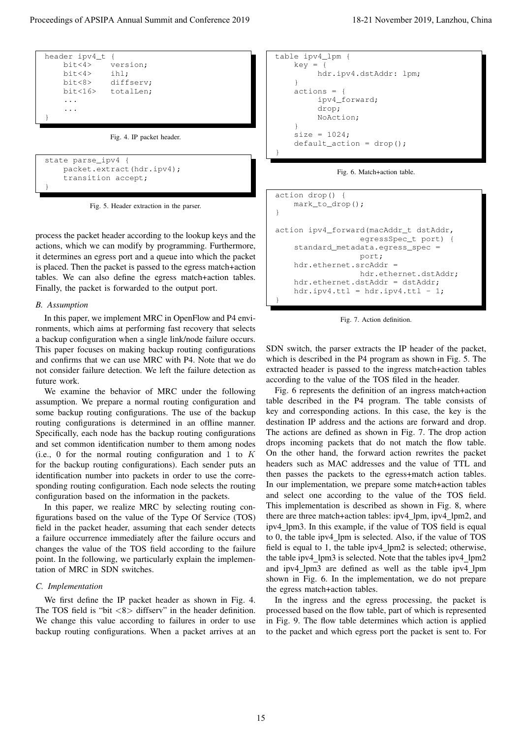```
header ipv4_t {
    bit<4>    version;
    bit<4>    ihl;
    bit<8>    diffserv;
    bit<16>   totalLen;
    ...
    ...
}
```

Fig. 4. IP packet header.

```
state parse_ipv4 {
    packet.extract(hdr.ipv4);
    transition accept;
}
```

Fig. 5. Header extraction in the parser.

process the packet header according to the lookup keys and the actions, which we can modify by programming. Furthermore, it determines an egress port and a queue into which the packet is placed. Then the packet is passed to the egress match+action tables. We can also define the egress match+action tables. Finally, the packet is forwarded to the output port.

### *B. Assumption*

In this paper, we implement MRC in OpenFlow and P4 environments, which aims at performing fast recovery that selects a backup configuration when a single link/node failure occurs. This paper focuses on making backup routing configurations and confirms that we can use MRC with P4. Note that we do not consider failure detection. We left the failure detection as future work.

We examine the behavior of MRC under the following assumption. We prepare a normal routing configuration and some backup routing configurations. The use of the backup routing configurations is determined in an offline manner. Specifically, each node has the backup routing configurations and set common identification number to them among nodes (i.e., 0 for the normal routing configuration and 1 to $K$ for the backup routing configurations). Each sender puts an identification number into packets in order to use the corresponding routing configuration. Each node selects the routing configuration based on the information in the packets.

In this paper, we realize MRC by selecting routing configurations based on the value of the Type Of Service (TOS) field in the packet header, assuming that each sender detects a failure occurrence immediately after the failure occurs and changes the value of the TOS field according to the failure point. In the following, we particularly explain the implementation of MRC in SDN switches.

### *C. Implementation*

We first define the IP packet header as shown in Fig. 4. The TOS field is "bit <8> diffserv" in the header definition. We change this value according to failures in order to use backup routing configurations. When a packet arrives at an SDN switch, the parser extracts the IP header of the packet, which is described in the P4 program as shown in Fig. 5. The extracted header is passed to the ingress match+action tables according to the value of the TOS filed in the header.

```
table ipv4_lpm {
    key = {
         hdr.ipv4.dstAddr: lpm;
    }
    actions = {
         ipv4_forward;
         drop;
         NoAction;
    }
    size = 1024;
    default_action = drop();
}
```

Fig. 6. Match+action table.

```
action drop() {
    mark_to_drop();
}

action ipv4_forward(macAddr_t dstAddr,
                 egressSpec_t port) {
    standard_metadata.egress_spec =
                 port;
    hdr.ethernet.srcAddr =
                 hdr.ethernet.dstAddr;
    hdr.ethernet.dstAddr = dstAddr;
    hdr.ipv4.ttl = hdr.ipv4.ttl - 1;
}
```

Fig. 7. Action definition.

Fig. 6 represents the definition of an ingress match+action table described in the P4 program. The table consists of key and corresponding actions. In this case, the key is the destination IP address and the actions are forward and drop. The actions are defined as shown in Fig. 7. The drop action drops incoming packets that do not match the flow table. On the other hand, the forward action rewrites the packet headers such as MAC addresses and the value of TTL and then passes the packets to the egress+match action tables. In our implementation, we prepare some match+action tables and select one according to the value of the TOS field. This implementation is described as shown in Fig. 8, where there are three match+action tables: ipv4_lpm, ipv4_lpm2, and ipv4_lpm3. In this example, if the value of TOS field is equal to 0, the table ipv4_lpm is selected. Also, if the value of TOS field is equal to 1, the table ipv4_lpm2 is selected; otherwise, the table ipv4_lpm3 is selected. Note that the tables ipv4_lpm2 and ipv4_lpm3 are defined as well as the table ipv4_lpm shown in Fig. 6. In the implementation, we do not prepare the egress match+action tables.

In the ingress and the egress processing, the packet is processed based on the flow table, part of which is represented in Fig. 9. The flow table determines which action is applied to the packet and which egress port the packet is sent to. For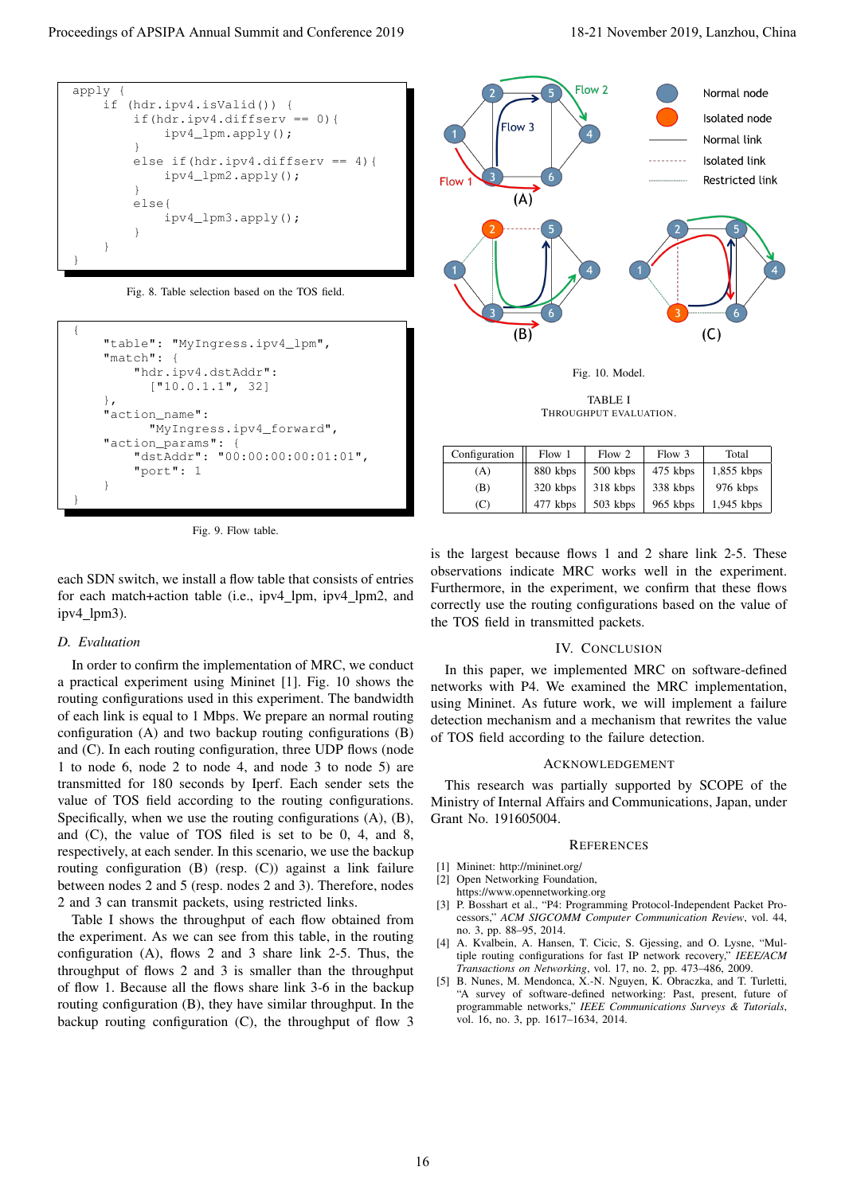```
apply {
    if (hdr.ipv4.isValid()) {
        if(hdr.ipv4.diffserv == 0){
            ipv4_lpm.apply();
        }
        else if(hdr.ipv4.diffserv == 4){
            ipv4_lpm2.apply();
        }
        else{
            ipv4_lpm3.apply();
        }
    }
}
```

Fig. 8. Table selection based on the TOS field.

```
{
    "table": "MyIngress.ipv4_lpm",
    "match": {
        "hdr.ipv4.dstAddr":
          ["10.0.1.1", 32]
    },
    "action_name":
        "MyIngress.ipv4_forward",
    "action_params": {
        "dstAddr": "00:00:00:00:01:01",
        "port": 1
    }
}
```

Fig. 9. Flow table.

each SDN switch, we install a flow table that consists of entries for each match+action table (i.e., ipv4_lpm, ipv4_lpm2, and ipv4_lpm3).

### D. Evaluation

In order to confirm the implementation of MRC, we conduct a practical experiment using Mininet [1]. Fig. 10 shows the routing configurations used in this experiment. The bandwidth of each link is equal to 1 Mbps. We prepare an normal routing configuration (A) and two backup routing configurations (B) and (C). In each routing configuration, three UDP flows (node 1 to node 6, node 2 to node 4, and node 3 to node 5) are transmitted for 180 seconds by Iperf. Each sender sets the value of TOS field according to the routing configurations. Specifically, when we use the routing configurations (A), (B), and (C), the value of TOS filed is set to be 0, 4, and 8, respectively, at each sender. In this scenario, we use the backup routing configuration (B) (resp. (C)) against a link failure between nodes 2 and 5 (resp. nodes 2 and 3). Therefore, nodes 2 and 3 can transmit packets, using restricted links.

Table I shows the throughput of each flow obtained from the experiment. As we can see from this table, in the routing configuration (A), flows 2 and 3 share link 2-5. Thus, the throughput of flows 2 and 3 is smaller than the throughput of flow 1. Because all the flows share link 3-6 in the backup routing configuration (B), they have similar throughput. In the backup routing configuration (C), the throughput of flow 3

Flow 2
Flow 3
Flow 1
(A)
(B)
(C)
Normal node
Isolated node
Normal link
Isolated link
Restricted link

Fig. 10. Model.

TABLE I
THROUGHPUT EVALUATION.

| Configuration | Flow 1 | Flow 2 | Flow 3 | Total |
|---|---|---|---|---|
| (A) | 880 kbps | 500 kbps | 475 kbps | 1,855 kbps |
| (B) | 320 kbps | 318 kbps | 338 kbps | 976 kbps |
| (C) | 477 kbps | 503 kbps | 965 kbps | 1,945 kbps |

is the largest because flows 1 and 2 share link 2-5. These observations indicate MRC works well in the experiment. Furthermore, in the experiment, we confirm that these flows correctly use the routing configurations based on the value of the TOS field in transmitted packets.

## IV. Conclusion

In this paper, we implemented MRC on software-defined networks with P4. We examined the MRC implementation, using Mininet. As future work, we will implement a failure detection mechanism and a mechanism that rewrites the value of TOS field according to the failure detection.

## Acknowledgement

This research was partially supported by SCOPE of the Ministry of Internal Affairs and Communications, Japan, under Grant No. 191605004.

## References

[1] Mininet: http://mininet.org/
[2] Open Networking Foundation, https://www.opennetworking.org
[3] P. Bosshart et al., "P4: Programming Protocol-Independent Packet Processors," *ACM SIGCOMM Computer Communication Review*, vol. 44, no. 3, pp. 88–95, 2014.
[4] A. Kvalbein, A. Hansen, T. Cicic, S. Gjessing, and O. Lysne, "Multiple routing configurations for fast IP network recovery," *IEEE/ACM Transactions on Networking*, vol. 17, no. 2, pp. 473–486, 2009.
[5] B. Nunes, M. Mendonca, X.-N. Nguyen, K. Obraczka, and T. Turletti, "A survey of software-defined networking: Past, present, future of programmable networks," *IEEE Communications Surveys & Tutorials*, vol. 16, no. 3, pp. 1617–1634, 2014.